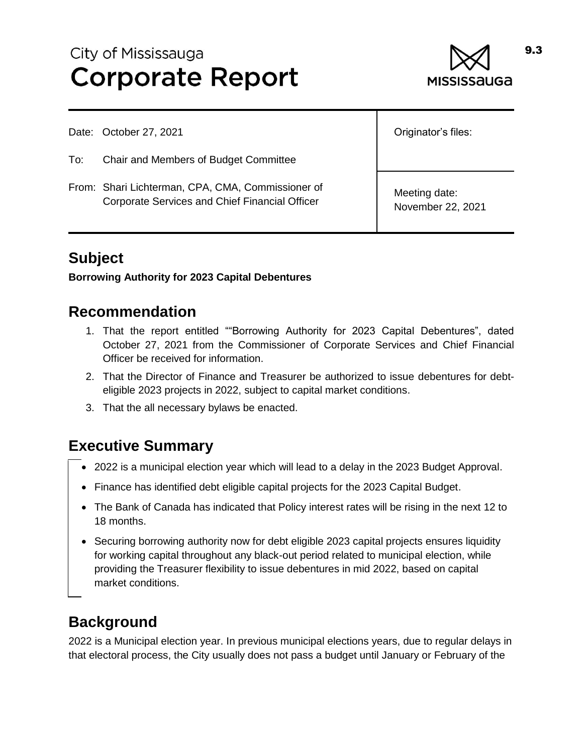City of Mississauga
# Corporate Report

9.3

| | |
|---|---|
| Date: October 27, 2021 | Originator's files: |
| To: Chair and Members of Budget Committee | |
| From: Shari Lichterman, CPA, CMA, Commissioner of Corporate Services and Chief Financial Officer | Meeting date: November 22, 2021 |

## Subject

**Borrowing Authority for 2023 Capital Debentures**

## Recommendation

1. That the report entitled ""Borrowing Authority for 2023 Capital Debentures", dated October 27, 2021 from the Commissioner of Corporate Services and Chief Financial Officer be received for information.
2. That the Director of Finance and Treasurer be authorized to issue debentures for debt-eligible 2023 projects in 2022, subject to capital market conditions.
3. That the all necessary bylaws be enacted.

## Executive Summary

- 2022 is a municipal election year which will lead to a delay in the 2023 Budget Approval.
- Finance has identified debt eligible capital projects for the 2023 Capital Budget.
- The Bank of Canada has indicated that Policy interest rates will be rising in the next 12 to 18 months.
- Securing borrowing authority now for debt eligible 2023 capital projects ensures liquidity for working capital throughout any black-out period related to municipal election, while providing the Treasurer flexibility to issue debentures in mid 2022, based on capital market conditions.

## Background

2022 is a Municipal election year. In previous municipal elections years, due to regular delays in that electoral process, the City usually does not pass a budget until January or February of the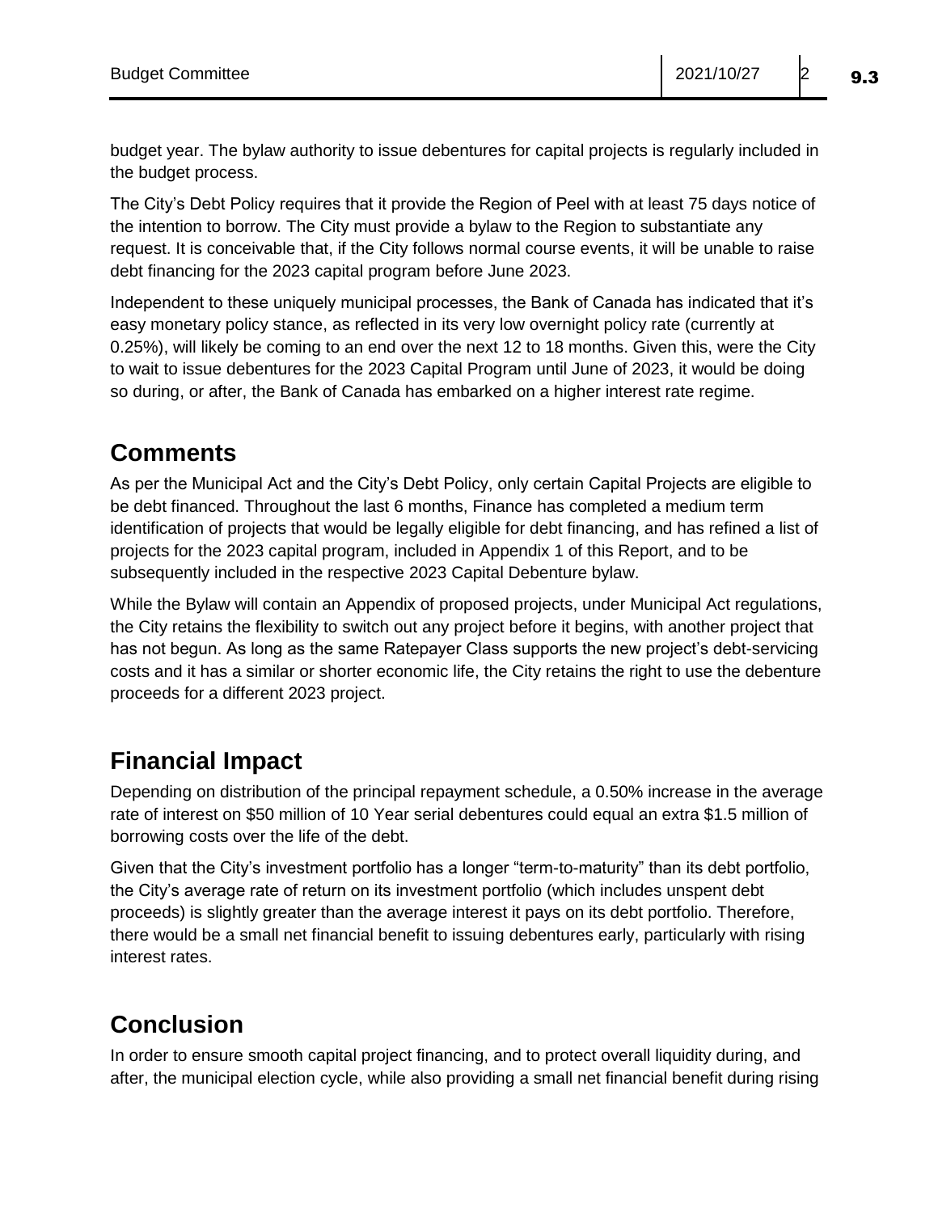budget year. The bylaw authority to issue debentures for capital projects is regularly included in the budget process.

The City's Debt Policy requires that it provide the Region of Peel with at least 75 days notice of the intention to borrow. The City must provide a bylaw to the Region to substantiate any request. It is conceivable that, if the City follows normal course events, it will be unable to raise debt financing for the 2023 capital program before June 2023.

Independent to these uniquely municipal processes, the Bank of Canada has indicated that it's easy monetary policy stance, as reflected in its very low overnight policy rate (currently at 0.25%), will likely be coming to an end over the next 12 to 18 months. Given this, were the City to wait to issue debentures for the 2023 Capital Program until June of 2023, it would be doing so during, or after, the Bank of Canada has embarked on a higher interest rate regime.

## Comments

As per the Municipal Act and the City's Debt Policy, only certain Capital Projects are eligible to be debt financed. Throughout the last 6 months, Finance has completed a medium term identification of projects that would be legally eligible for debt financing, and has refined a list of projects for the 2023 capital program, included in Appendix 1 of this Report, and to be subsequently included in the respective 2023 Capital Debenture bylaw.

While the Bylaw will contain an Appendix of proposed projects, under Municipal Act regulations, the City retains the flexibility to switch out any project before it begins, with another project that has not begun. As long as the same Ratepayer Class supports the new project's debt-servicing costs and it has a similar or shorter economic life, the City retains the right to use the debenture proceeds for a different 2023 project.

## Financial Impact

Depending on distribution of the principal repayment schedule, a 0.50% increase in the average rate of interest on $50 million of 10 Year serial debentures could equal an extra $1.5 million of borrowing costs over the life of the debt.

Given that the City's investment portfolio has a longer "term-to-maturity" than its debt portfolio, the City's average rate of return on its investment portfolio (which includes unspent debt proceeds) is slightly greater than the average interest it pays on its debt portfolio. Therefore, there would be a small net financial benefit to issuing debentures early, particularly with rising interest rates.

## Conclusion

In order to ensure smooth capital project financing, and to protect overall liquidity during, and after, the municipal election cycle, while also providing a small net financial benefit during rising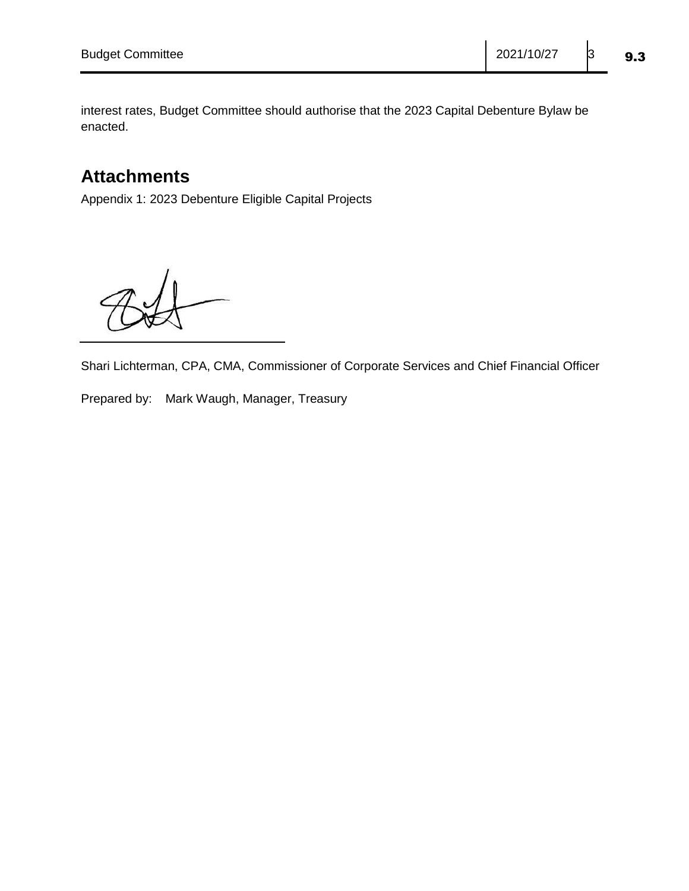interest rates, Budget Committee should authorise that the 2023 Capital Debenture Bylaw be enacted.

## Attachments

Appendix 1: 2023 Debenture Eligible Capital Projects

Shari Lichterman, CPA, CMA, Commissioner of Corporate Services and Chief Financial Officer

Prepared by: Mark Waugh, Manager, Treasury